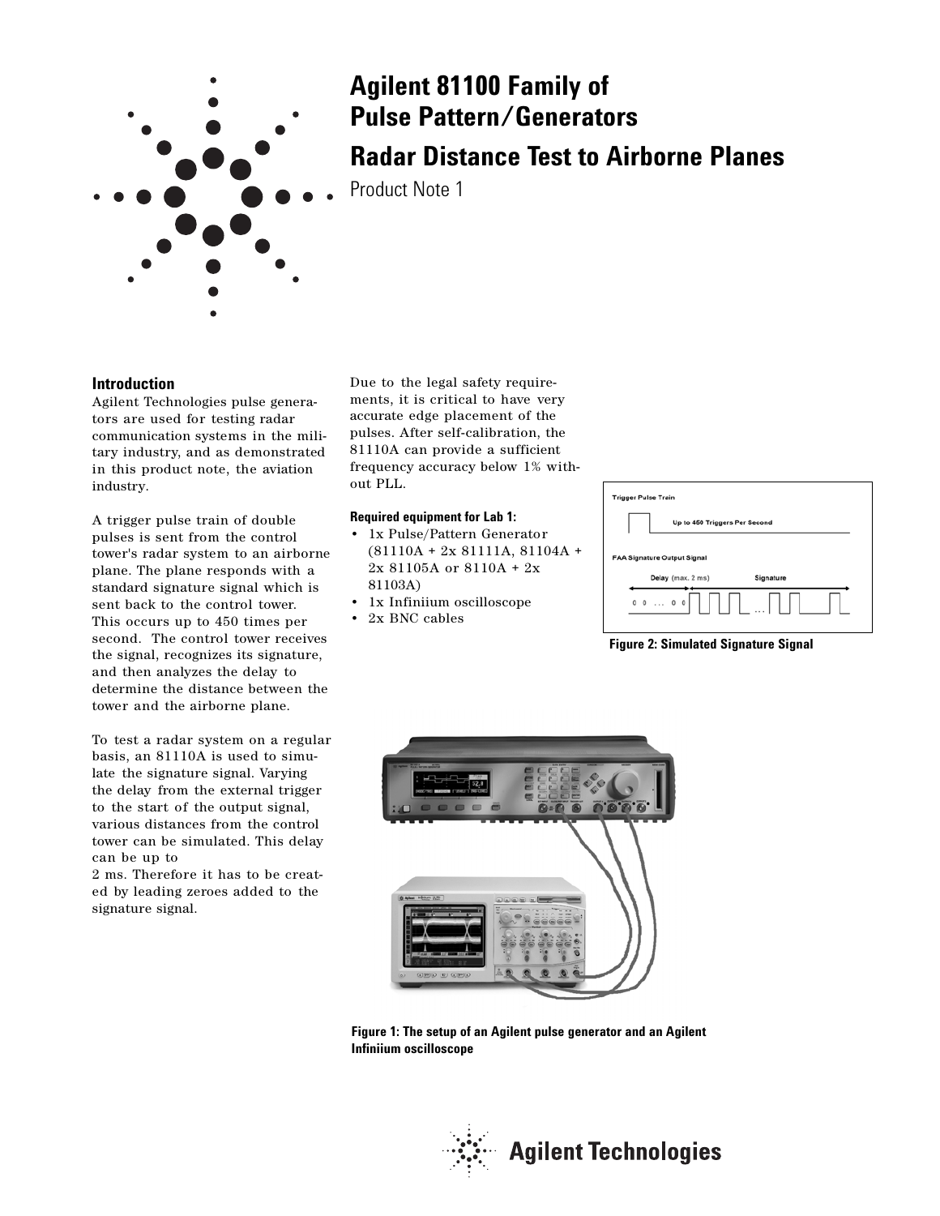# Agilent 81100 Family of Pulse Pattern/Generators

# Radar Distance Test to Airborne Planes

Product Note 1

## Introduction

Agilent Technologies pulse generators are used for testing radar communication systems in the military industry, and as demonstrated in this product note, the aviation industry.

A trigger pulse train of double pulses is sent from the control tower's radar system to an airborne plane. The plane responds with a standard signature signal which is sent back to the control tower. This occurs up to 450 times per second. The control tower receives the signal, recognizes its signature, and then analyzes the delay to determine the distance between the tower and the airborne plane.

To test a radar system on a regular basis, an 81110A is used to simulate the signature signal. Varying the delay from the external trigger to the start of the output signal, various distances from the control tower can be simulated. This delay can be up to 2 ms. Therefore it has to be created by leading zeroes added to the signature signal.

Due to the legal safety requirements, it is critical to have very accurate edge placement of the pulses. After self-calibration, the 81110A can provide a sufficient frequency accuracy below 1% without PLL.

**Required equipment for Lab 1:**

- 1x Pulse/Pattern Generator (81110A + 2x 81111A, 81104A + 2x 81105A or 8110A + 2x 81103A)
- 1x Infiniium oscilloscope
- 2x BNC cables

Trigger Pulse Train

Up to 450 Triggers Per Second

FAA Signature Output Signal

Delay (max. 2 ms) Signature

0 0 ... 0 0 ...

**Figure 2: Simulated Signature Signal**

**Figure 1: The setup of an Agilent pulse generator and an Agilent Infiniium oscilloscope**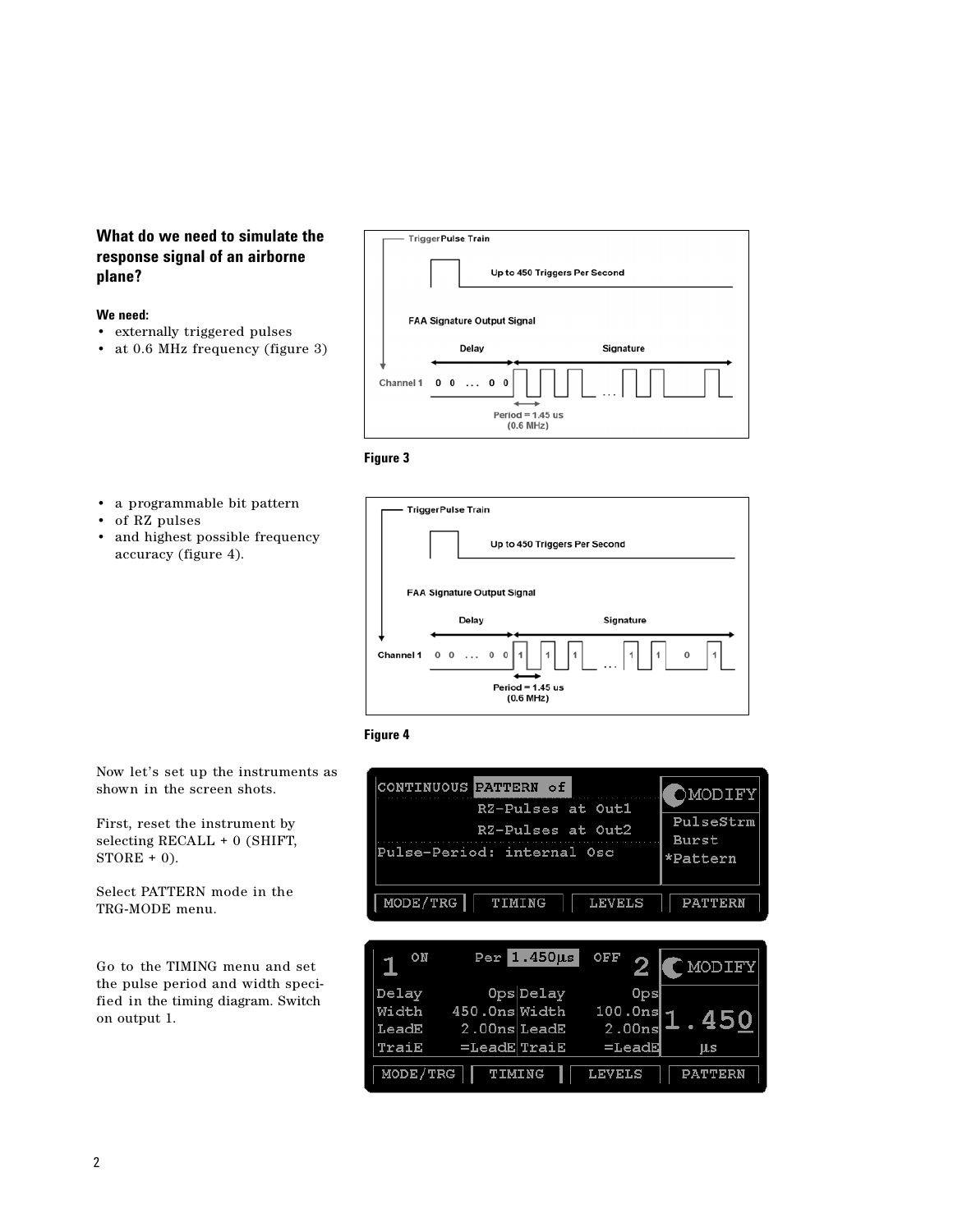## What do we need to simulate the response signal of an airborne plane?

**We need:**

- externally triggered pulses
- at 0.6 MHz frequency (figure 3)

Figure 3

- a programmable bit pattern
- of RZ pulses
- and highest possible frequency accuracy (figure 4).

Figure 4

Now let's set up the instruments as shown in the screen shots.

First, reset the instrument by selecting RECALL + 0 (SHIFT, STORE + 0).

Select PATTERN mode in the TRG-MODE menu.

Go to the TIMING menu and set the pulse period and width specified in the timing diagram. Switch on output 1.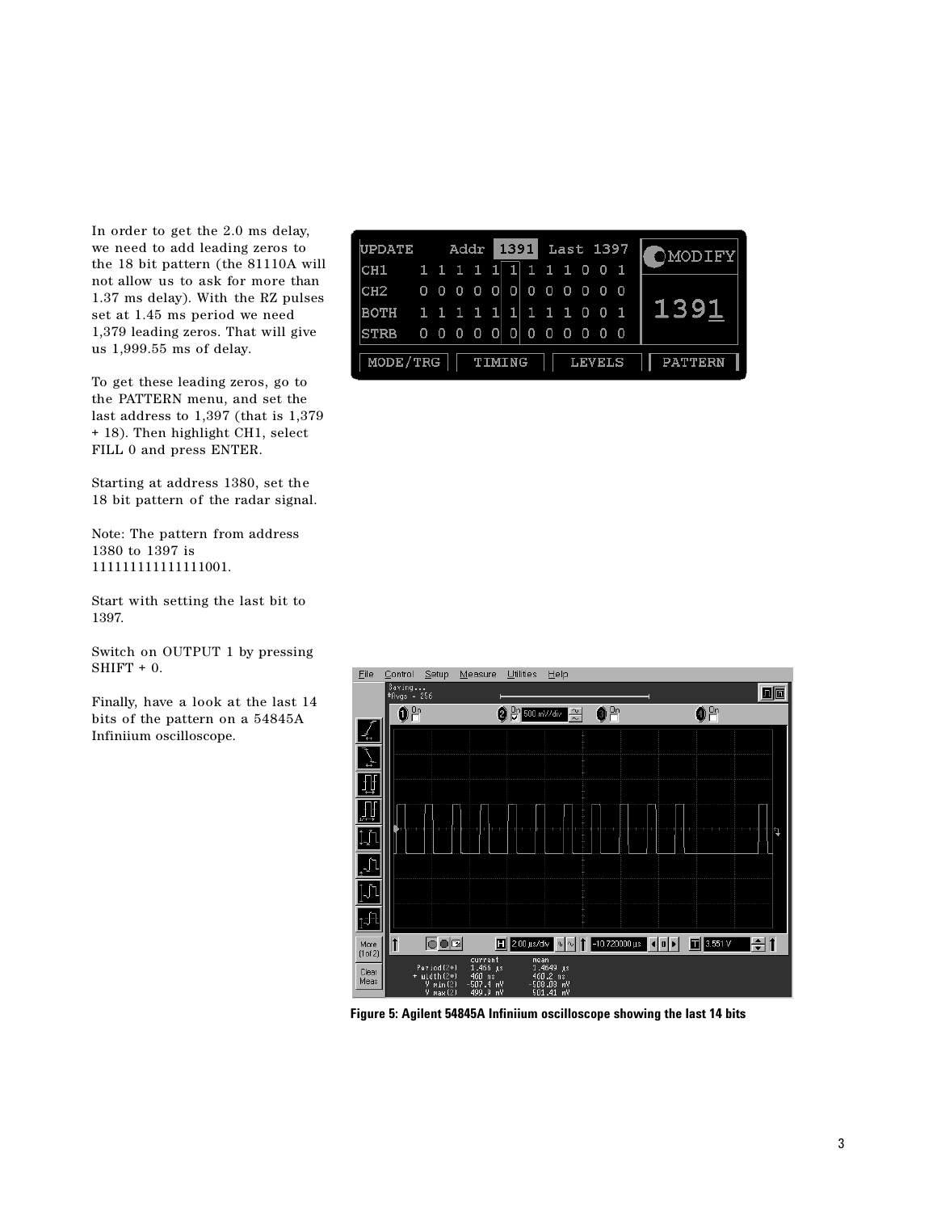In order to get the 2.0 ms delay, we need to add leading zeros to the 18 bit pattern (the 81110A will not allow us to ask for more than 1.37 ms delay). With the RZ pulses set at 1.45 ms period we need 1,379 leading zeros. That will give us 1,999.55 ms of delay.

To get these leading zeros, go to the PATTERN menu, and set the last address to 1,397 (that is 1,379 + 18). Then highlight CH1, select FILL 0 and press ENTER.

Starting at address 1380, set the 18 bit pattern of the radar signal.

Note: The pattern from address 1380 to 1397 is 111111111111111001.

Start with setting the last bit to 1397.

Switch on OUTPUT 1 by pressing SHIFT + 0.

Finally, have a look at the last 14 bits of the pattern on a 54845A Infiniium oscilloscope.

Figure 5: Agilent 54845A Infiniium oscilloscope showing the last 14 bits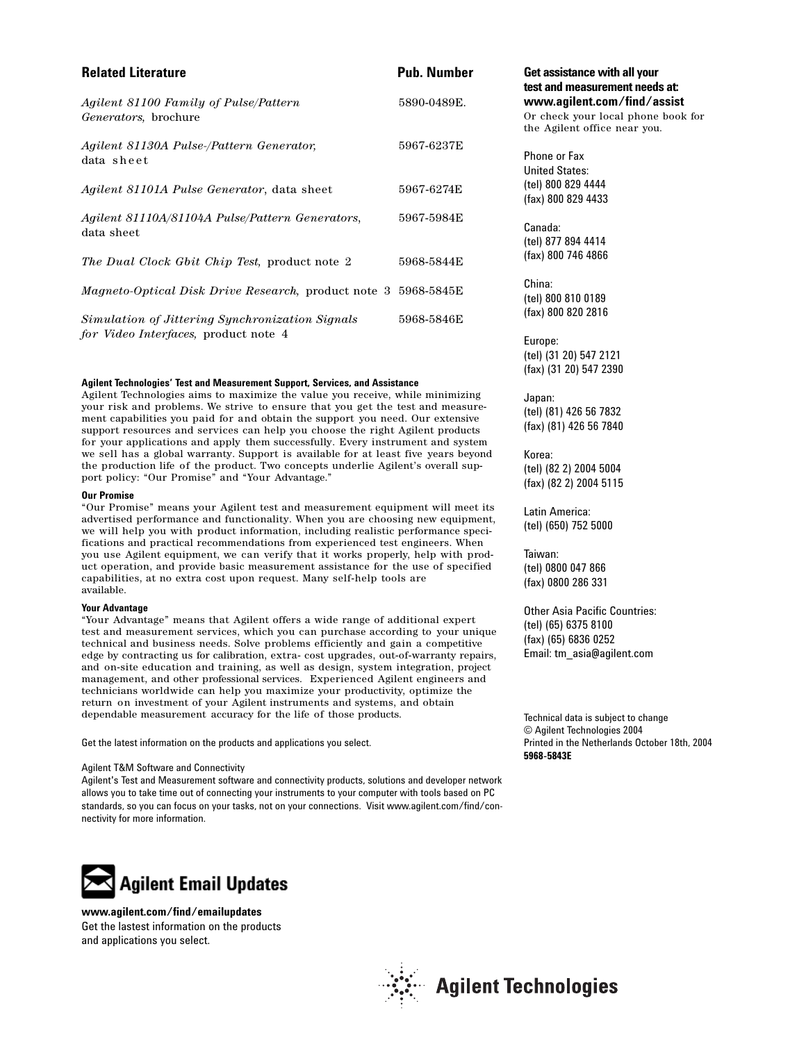## Related Literature

| Related Literature | Pub. Number |
|---|---|
| *Agilent 81100 Family of Pulse/Pattern Generators,* brochure | 5890-0489E. |
| *Agilent 81130A Pulse-/Pattern Generator,* data sheet | 5967-6237E |
| *Agilent 81101A Pulse Generator*, data sheet | 5967-6274E |
| *Agilent 81110A/81104A Pulse/Pattern Generators*, data sheet | 5967-5984E |
| *The Dual Clock Gbit Chip Test,* product note 2 | 5968-5844E |
| *Magneto-Optical Disk Drive Research*, product note 3 | 5968-5845E |
| *Simulation of Jittering Synchronization Signals for Video Interfaces,* product note 4 | 5968-5846E |

**Agilent Technologies' Test and Measurement Support, Services, and Assistance**

Agilent Technologies aims to maximize the value you receive, while minimizing your risk and problems. We strive to ensure that you get the test and measurement capabilities you paid for and obtain the support you need. Our extensive support resources and services can help you choose the right Agilent products for your applications and apply them successfully. Every instrument and system we sell has a global warranty. Support is available for at least five years beyond the production life of the product. Two concepts underlie Agilent's overall support policy: "Our Promise" and "Your Advantage."

**Our Promise**

"Our Promise" means your Agilent test and measurement equipment will meet its advertised performance and functionality. When you are choosing new equipment, we will help you with product information, including realistic performance specifications and practical recommendations from experienced test engineers. When you use Agilent equipment, we can verify that it works properly, help with product operation, and provide basic measurement assistance for the use of specified capabilities, at no extra cost upon request. Many self-help tools are available.

**Your Advantage**

"Your Advantage" means that Agilent offers a wide range of additional expert test and measurement services, which you can purchase according to your unique technical and business needs. Solve problems efficiently and gain a competitive edge by contracting us for calibration, extra- cost upgrades, out-of-warranty repairs, and on-site education and training, as well as design, system integration, project management, and other professional services. Experienced Agilent engineers and technicians worldwide can help you maximize your productivity, optimize the return on investment of your Agilent instruments and systems, and obtain dependable measurement accuracy for the life of those products.

Get the latest information on the products and applications you select.

Agilent T&M Software and Connectivity

Agilent's Test and Measurement software and connectivity products, solutions and developer network allows you to take time out of connecting your instruments to your computer with tools based on PC standards, so you can focus on your tasks, not on your connections. Visit www.agilent.com/find/connectivity for more information.

**Agilent Email Updates**

**www.agilent.com/find/emailupdates**

Get the lastest information on the products and applications you select.

**Get assistance with all your test and measurement needs at: www.agilent.com/find/assist**

Or check your local phone book for the Agilent office near you.

Phone or Fax

United States:
(tel) 800 829 4444
(fax) 800 829 4433

Canada:
(tel) 877 894 4414
(fax) 800 746 4866

China:
(tel) 800 810 0189
(fax) 800 820 2816

Europe:
(tel) (31 20) 547 2121
(fax) (31 20) 547 2390

Japan:
(tel) (81) 426 56 7832
(fax) (81) 426 56 7840

Korea:
(tel) (82 2) 2004 5004
(fax) (82 2) 2004 5115

Latin America:
(tel) (650) 752 5000

Taiwan:
(tel) 0800 047 866
(fax) 0800 286 331

Other Asia Pacific Countries:
(tel) (65) 6375 8100
(fax) (65) 6836 0252
Email: tm_asia@agilent.com

Technical data is subject to change
© Agilent Technologies 2004
Printed in the Netherlands October 18th, 2004
**5968-5843E**

Agilent Technologies